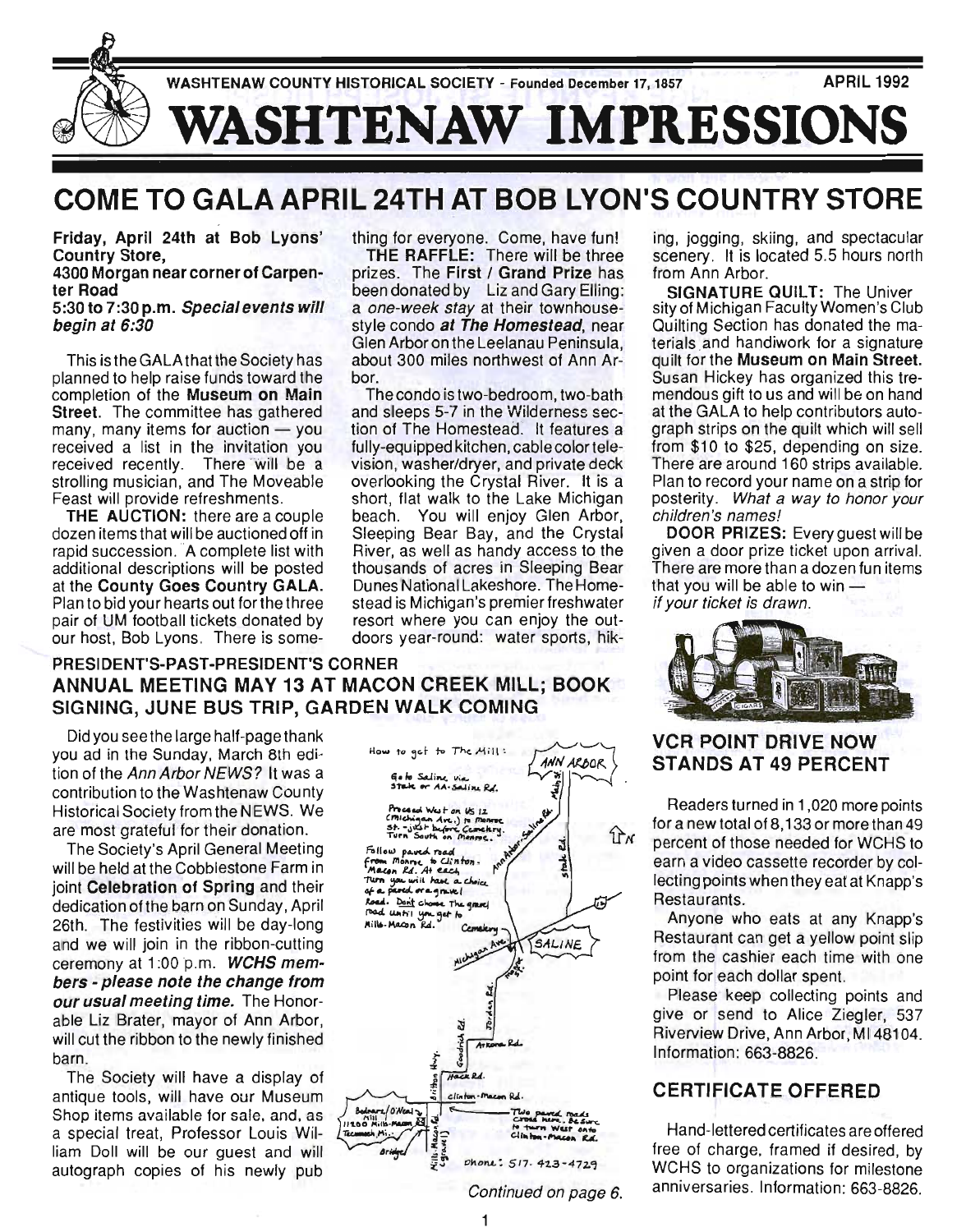WASHTENAW COUNTY HISTORICAL SOCIETY - Founded December 17, 1857 APRIL 1992

# WASHTENAW IMPRESSIONS

## COME TO GALA APRIL 24TH AT BOB LYON'S COUNTRY STORE

**Friday, April 24th at Bob Lyons' Country Store, 4300 Morgan near corner of Carpenter Road**
**5:30 to 7:30 p.m.** ***Special events will begin at 6:30***

This is the GALA that the Society has planned to help raise funds toward the completion of the **Museum on Main Street**. The committee has gathered many, many items for auction — you received a list in the invitation you received recently. There will be a strolling musician, and The Moveable Feast will provide refreshments.

**THE AUCTION:** there are a couple dozen items that will be auctioned off in rapid succession. A complete list with additional descriptions will be posted at the **County Goes Country GALA.** Plan to bid your hearts out for the three pair of UM football tickets donated by our host, Bob Lyons. There is something for everyone. Come, have fun!

**THE RAFFLE:** There will be three prizes. The **First / Grand Prize** has been donated by Liz and Gary Elling: a *one-week stay* at their townhouse-style condo ***at The Homestead***, near Glen Arbor on the Leelanau Peninsula, about 300 miles northwest of Ann Arbor.

The condo is two-bedroom, two-bath and sleeps 5-7 in the Wilderness section of The Homestead. It features a fully-equipped kitchen, cable color television, washer/dryer, and private deck overlooking the Crystal River. It is a short, flat walk to the Lake Michigan beach. You will enjoy Glen Arbor, Sleeping Bear Bay, and the Crystal River, as well as handy access to the thousands of acres in Sleeping Bear Dunes National Lakeshore. The Homestead is Michigan's premier freshwater resort where you can enjoy the outdoors year-round: water sports, hiking, jogging, skiing, and spectacular scenery. It is located 5.5 hours north from Ann Arbor.

**SIGNATURE QUILT:** The University of Michigan Faculty Women's Club Quilting Section has donated the materials and handiwork for a signature quilt for the **Museum on Main Street.** Susan Hickey has organized this tremendous gift to us and will be on hand at the GALA to help contributors autograph strips on the quilt which will sell from $10 to $25, depending on size. There are around 160 strips available. Plan to record your name on a strip for posterity. *What a way to honor your children's names!*

**DOOR PRIZES:** Every guest will be given a door prize ticket upon arrival. There are more than a dozen fun items that you will be able to win — *if your ticket is drawn.*

### PRESIDENT'S-PAST-PRESIDENT'S CORNER

## ANNUAL MEETING MAY 13 AT MACON CREEK MILL; BOOK SIGNING, JUNE BUS TRIP, GARDEN WALK COMING

Did you see the large half-page thank you ad in the Sunday, March 8th edition of the *Ann Arbor NEWS?* It was a contribution to the Washtenaw County Historical Society from the NEWS. We are most grateful for their donation.

The Society's April General Meeting will be held at the Cobblestone Farm in joint **Celebration of Spring** and their dedication of the barn on Sunday, April 26th. The festivities will be day-long and we will join in the ribbon-cutting ceremony at 1:00 p.m. ***WCHS members - please note the change from our usual meeting time.*** The Honorable Liz Brater, mayor of Ann Arbor, will cut the ribbon to the newly finished barn.

The Society will have a display of antique tools, will have our Museum Shop items available for sale, and, as a special treat, Professor Louis William Doll will be our guest and will autograph copies of his newly pub

How to get to The Mill: Go to Saline via State or AA-Saline Rd. Proceed West on US 12 (Michigan Ave.) to Monroe St. - just before Cemetery. Turn South on Monroe. Follow paved road from Monroe to Clinton-Macon Rd. At each turn you will have a choice of a paved or a gravel road. Don't choose the gravel road until you get to Mills-Macon Rd. Two paved roads cross here. Be sure to turn West onto Clinton-Macon Rd. Bedvars/O'Neal Mill 11200 Mills-Macon Rd, Tecumseh Mi. Phone: 517-423-4729

*Continued on page 6.*

## VCR POINT DRIVE NOW STANDS AT 49 PERCENT

Readers turned in 1,020 more points for a new total of 8,133 or more than 49 percent of those needed for WCHS to earn a video cassette recorder by collecting points when they eat at Knapp's Restaurants.

Anyone who eats at any Knapp's Restaurant can get a yellow point slip from the cashier each time with one point for each dollar spent.

Please keep collecting points and give or send to Alice Ziegler, 537 Riverview Drive, Ann Arbor, MI 48104. Information: 663-8826.

## CERTIFICATE OFFERED

Hand-lettered certificates are offered free of charge, framed if desired, by WCHS to organizations for milestone anniversaries. Information: 663-8826.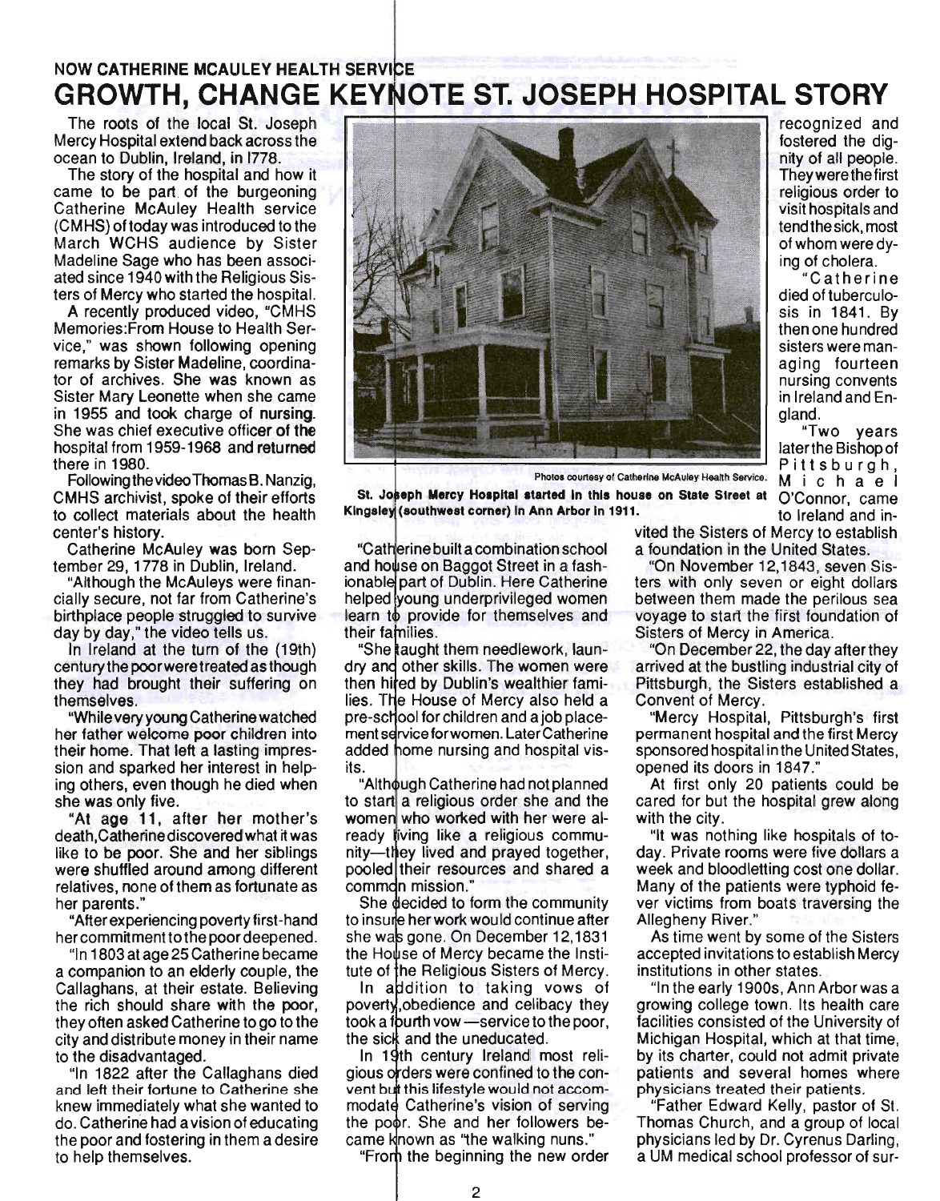NOW CATHERINE MCAULEY HEALTH SERVICE

# GROWTH, CHANGE KEYNOTE ST. JOSEPH HOSPITAL STORY

The roots of the local St. Joseph Mercy Hospital extend back across the ocean to Dublin, Ireland, in 1778.

The story of the hospital and how it came to be part of the burgeoning Catherine McAuley Health service (CMHS) of today was introduced to the March WCHS audience by Sister Madeline Sage who has been associated since 1940 with the Religious Sisters of Mercy who started the hospital.

A recently produced video, "CMHS Memories:From House to Health Service," was shown following opening remarks by Sister Madeline, coordinator of archives. She was known as Sister Mary Leonette when she came in 1955 and took charge of nursing. She was chief executive officer of the hospital from 1959-1968 and returned there in 1980.

Following the video Thomas B. Nanzig, CMHS archivist, spoke of their efforts to collect materials about the health center's history.

Catherine McAuley was born September 29, 1778 in Dublin, Ireland.

"Although the McAuleys were financially secure, not far from Catherine's birthplace people struggled to survive day by day," the video tells us.

In Ireland at the turn of the (19th) century the poor were treated as though they had brought their suffering on themselves.

"While very young Catherine watched her father welcome poor children into their home. That left a lasting impression and sparked her interest in helping others, even though he died when she was only five.

"At age 11, after her mother's death, Catherine discovered what it was like to be poor. She and her siblings were shuffled around among different relatives, none of them as fortunate as her parents."

"After experiencing poverty first-hand her commitment to the poor deepened.

"In 1803 at age 25 Catherine became a companion to an elderly couple, the Callaghans, at their estate. Believing the rich should share with the poor, they often asked Catherine to go to the city and distribute money in their name to the disadvantaged.

"In 1822 after the Callaghans died and left their fortune to Catherine she knew immediately what she wanted to do. Catherine had a vision of educating the poor and fostering in them a desire to help themselves.

Photos courtesy of Catherine McAuley Health Service.

**St. Joseph Mercy Hospital started in this house on State Street at Kingsley (southwest corner) in Ann Arbor in 1911.**

"Catherine built a combination school and house on Baggot Street in a fashionable part of Dublin. Here Catherine helped young underprivileged women learn to provide for themselves and their families.

"She taught them needlework, laundry and other skills. The women were then hired by Dublin's wealthier families. The House of Mercy also held a pre-school for children and a job placement service for women. Later Catherine added home nursing and hospital visits.

"Although Catherine had not planned to start a religious order she and the women who worked with her were already living like a religious community—they lived and prayed together, pooled their resources and shared a common mission."

She decided to form the community to insure her work would continue after she was gone. On December 12,1831 the House of Mercy became the Institute of the Religious Sisters of Mercy.

In addition to taking vows of poverty, obedience and celibacy they took a fourth vow—service to the poor, the sick and the uneducated.

In 19th century Ireland most religious orders were confined to the convent but this lifestyle would not accommodate Catherine's vision of serving the poor. She and her followers became known as "the walking nuns."

"From the beginning the new order recognized and fostered the dignity of all people. They were the first religious order to visit hospitals and tend the sick, most of whom were dying of cholera.

"Catherine died of tuberculosis in 1841. By then one hundred sisters were managing fourteen nursing convents in Ireland and England.

"Two years later the Bishop of Pittsburgh, Michael O'Connor, came to Ireland and invited the Sisters of Mercy to establish a foundation in the United States.

"On November 12,1843, seven Sisters with only seven or eight dollars between them made the perilous sea voyage to start the first foundation of Sisters of Mercy in America.

"On December 22, the day after they arrived at the bustling industrial city of Pittsburgh, the Sisters established a Convent of Mercy.

"Mercy Hospital, Pittsburgh's first permanent hospital and the first Mercy sponsored hospital in the United States, opened its doors in 1847."

At first only 20 patients could be cared for but the hospital grew along with the city.

"It was nothing like hospitals of today. Private rooms were five dollars a week and bloodletting cost one dollar. Many of the patients were typhoid fever victims from boats traversing the Allegheny River."

As time went by some of the Sisters accepted invitations to establish Mercy institutions in other states.

"In the early 1900s, Ann Arbor was a growing college town. Its health care facilities consisted of the University of Michigan Hospital, which at that time, by its charter, could not admit private patients and several homes where physicians treated their patients.

"Father Edward Kelly, pastor of St. Thomas Church, and a group of local physicians led by Dr. Cyrenus Darling, a UM medical school professor of sur-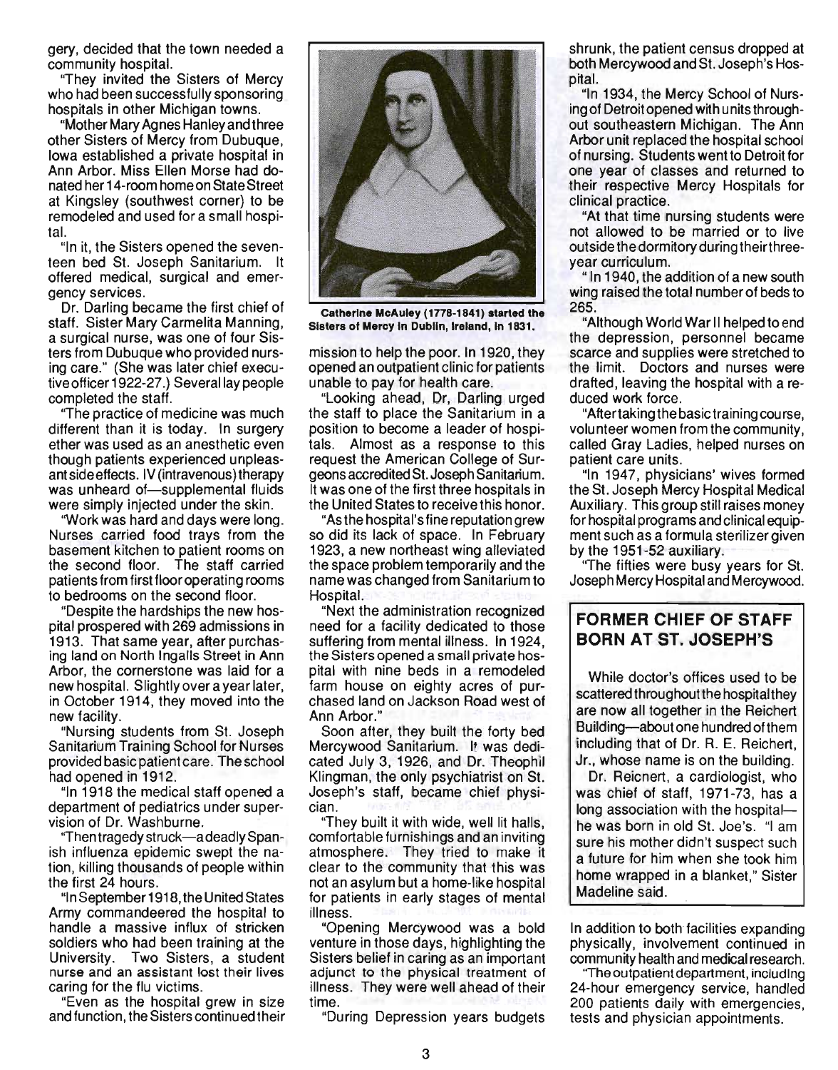gery, decided that the town needed a community hospital.

"They invited the Sisters of Mercy who had been successfully sponsoring hospitals in other Michigan towns.

"Mother Mary Agnes Hanley and three other Sisters of Mercy from Dubuque, Iowa established a private hospital in Ann Arbor. Miss Ellen Morse had donated her 14-room home on State Street at Kingsley (southwest corner) to be remodeled and used for a small hospital.

"In it, the Sisters opened the seventeen bed St. Joseph Sanitarium. It offered medical, surgical and emergency services.

Dr. Darling became the first chief of staff. Sister Mary Carmelita Manning, a surgical nurse, was one of four Sisters from Dubuque who provided nursing care." (She was later chief executive officer 1922-27.) Several lay people completed the staff.

"The practice of medicine was much different than it is today. In surgery ether was used as an anesthetic even though patients experienced unpleasant side effects. IV (intravenous) therapy was unheard of—supplemental fluids were simply injected under the skin.

"Work was hard and days were long. Nurses carried food trays from the basement kitchen to patient rooms on the second floor. The staff carried patients from first floor operating rooms to bedrooms on the second floor.

"Despite the hardships the new hospital prospered with 269 admissions in 1913. That same year, after purchasing land on North Ingalls Street in Ann Arbor, the cornerstone was laid for a new hospital. Slightly over a year later, in October 1914, they moved into the new facility.

"Nursing students from St. Joseph Sanitarium Training School for Nurses provided basic patient care. The school had opened in 1912.

"In 1918 the medical staff opened a department of pediatrics under supervision of Dr. Washburne.

"Then tragedy struck—a deadly Spanish influenza epidemic swept the nation, killing thousands of people within the first 24 hours.

"In September 1918, the United States Army commandeered the hospital to handle a massive influx of stricken soldiers who had been training at the University. Two Sisters, a student nurse and an assistant lost their lives caring for the flu victims.

"Even as the hospital grew in size and function, the Sisters continued their mission to help the poor. In 1920, they opened an outpatient clinic for patients unable to pay for health care.

**Catherine McAuley (1778-1841) started the Sisters of Mercy in Dublin, Ireland, in 1831.**

"Looking ahead, Dr, Darling urged the staff to place the Sanitarium in a position to become a leader of hospitals. Almost as a response to this request the American College of Surgeons accredited St. Joseph Sanitarium. It was one of the first three hospitals in the United States to receive this honor.

"As the hospital's fine reputation grew so did its lack of space. In February 1923, a new northeast wing alleviated the space problem temporarily and the name was changed from Sanitarium to Hospital.

"Next the administration recognized need for a facility dedicated to those suffering from mental illness. In 1924, the Sisters opened a small private hospital with nine beds in a remodeled farm house on eighty acres of purchased land on Jackson Road west of Ann Arbor."

Soon after, they built the forty bed Mercywood Sanitarium. It was dedicated July 3, 1926, and Dr. Theophil Klingman, the only psychiatrist on St. Joseph's staff, became chief physician.

"They built it with wide, well lit halls, comfortable furnishings and an inviting atmosphere. They tried to make it clear to the community that this was not an asylum but a home-like hospital for patients in early stages of mental illness.

"Opening Mercywood was a bold venture in those days, highlighting the Sisters belief in caring as an important adjunct to the physical treatment of illness. They were well ahead of their time.

"During Depression years budgets shrunk, the patient census dropped at both Mercywood and St. Joseph's Hospital.

"In 1934, the Mercy School of Nursing of Detroit opened with units throughout southeastern Michigan. The Ann Arbor unit replaced the hospital school of nursing. Students went to Detroit for one year of classes and returned to their respective Mercy Hospitals for clinical practice.

"At that time nursing students were not allowed to be married or to live outside the dormitory during their three-year curriculum.

" In 1940, the addition of a new south wing raised the total number of beds to 265.

"Although World War II helped to end the depression, personnel became scarce and supplies were stretched to the limit. Doctors and nurses were drafted, leaving the hospital with a reduced work force.

"After taking the basic training course, volunteer women from the community, called Gray Ladies, helped nurses on patient care units.

"In 1947, physicians' wives formed the St. Joseph Mercy Hospital Medical Auxiliary. This group still raises money for hospital programs and clinical equipment such as a formula sterilizer given by the 1951-52 auxiliary.

"The fifties were busy years for St. Joseph Mercy Hospital and Mercywood.

## FORMER CHIEF OF STAFF BORN AT ST. JOSEPH'S

While doctor's offices used to be scattered throughout the hospital they are now all together in the Reichert Building—about one hundred of them including that of Dr. R. E. Reichert, Jr., whose name is on the building.

Dr. Reichert, a cardiologist, who was chief of staff, 1971-73, has a long association with the hospital—he was born in old St. Joe's. "I am sure his mother didn't suspect such a future for him when she took him home wrapped in a blanket," Sister Madeline said.

In addition to both facilities expanding physically, involvement continued in community health and medical research.

"The outpatient department, including 24-hour emergency service, handled 200 patients daily with emergencies, tests and physician appointments.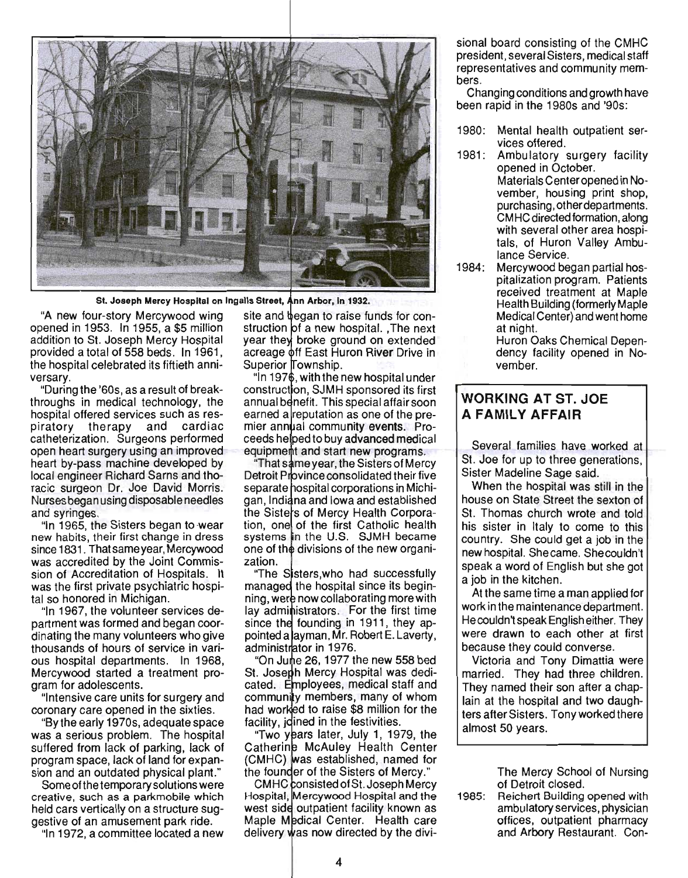St. Joseph Mercy Hospital on Ingalls Street, Ann Arbor, in 1932.

"A new four-story Mercywood wing opened in 1953. In 1955, a $5 million addition to St. Joseph Mercy Hospital provided a total of 558 beds. In 1961, the hospital celebrated its fiftieth anniversary.

"During the '60s, as a result of breakthroughs in medical technology, the hospital offered services such as respiratory therapy and cardiac catheterization. Surgeons performed open heart surgery using an improved heart by-pass machine developed by local engineer Richard Sarns and thoracic surgeon Dr. Joe David Morris. Nurses began using disposable needles and syringes.

"In 1965, the Sisters began to wear new habits, their first change in dress since 1831. That same year, Mercywood was accredited by the Joint Commission of Accreditation of Hospitals. It was the first private psychiatric hospital so honored in Michigan.

"In 1967, the volunteer services department was formed and began coordinating the many volunteers who give thousands of hours of service in various hospital departments. In 1968, Mercywood started a treatment program for adolescents.

"Intensive care units for surgery and coronary care opened in the sixties.

"By the early 1970s, adequate space was a serious problem. The hospital suffered from lack of parking, lack of program space, lack of land for expansion and an outdated physical plant."

Some of the temporary solutions were creative, such as a parkmobile which held cars vertically on a structure suggestive of an amusement park ride.

"In 1972, a committee located a new site and began to raise funds for construction of a new hospital. The next year they broke ground on extended acreage off East Huron River Drive in Superior Township.

"In 1976, with the new hospital under construction, SJMH sponsored its first annual benefit. This special affair soon earned a reputation as one of the premier annual community events. Proceeds helped to buy advanced medical equipment and start new programs.

"That same year, the Sisters of Mercy Detroit Province consolidated their five separate hospital corporations in Michigan, Indiana and Iowa and established the Sisters of Mercy Health Corporation, one of the first Catholic health systems in the U.S. SJMH became one of the divisions of the new organization.

"The Sisters, who had successfully managed the hospital since its beginning, were now collaborating more with lay administrators. For the first time since the founding in 1911, they appointed a layman, Mr. Robert E. Laverty, administrator in 1976.

"On June 26, 1977 the new 558 bed St. Joseph Mercy Hospital was dedicated. Employees, medical staff and community members, many of whom had worked to raise $8 million for the facility, joined in the festivities.

"Two years later, July 1, 1979, the Catherine McAuley Health Center (CMHC) was established, named for the founder of the Sisters of Mercy."

CMHC consisted of St. Joseph Mercy Hospital, Mercywood Hospital and the west side outpatient facility known as Maple Medical Center. Health care delivery was now directed by the divisional board consisting of the CMHC president, several Sisters, medical staff representatives and community members.

Changing conditions and growth have been rapid in the 1980s and '90s:

- 1980: Mental health outpatient services offered.
- 1981: Ambulatory surgery facility opened in October.
  Materials Center opened in November, housing print shop, purchasing, other departments.
  CMHC directed formation, along with several other area hospitals, of Huron Valley Ambulance Service.
- 1984: Mercywood began partial hospitalization program. Patients received treatment at Maple Health Building (formerly Maple Medical Center) and went home at night.
  Huron Oaks Chemical Dependency facility opened in November.
  The Mercy School of Nursing of Detroit closed.
- 1985: Reichert Building opened with ambulatory services, physician offices, outpatient pharmacy and Arbory Restaurant. Con-

## WORKING AT ST. JOE A FAMILY AFFAIR

Several families have worked at St. Joe for up to three generations, Sister Madeline Sage said.

When the hospital was still in the house on State Street the sexton of St. Thomas church wrote and told his sister in Italy to come to this country. She could get a job in the new hospital. She came. She couldn't speak a word of English but she got a job in the kitchen.

At the same time a man applied for work in the maintenance department. He couldn't speak English either. They were drawn to each other at first because they could converse.

Victoria and Tony Dimattia were married. They had three children. They named their son after a chaplain at the hospital and two daughters after Sisters. Tony worked there almost 50 years.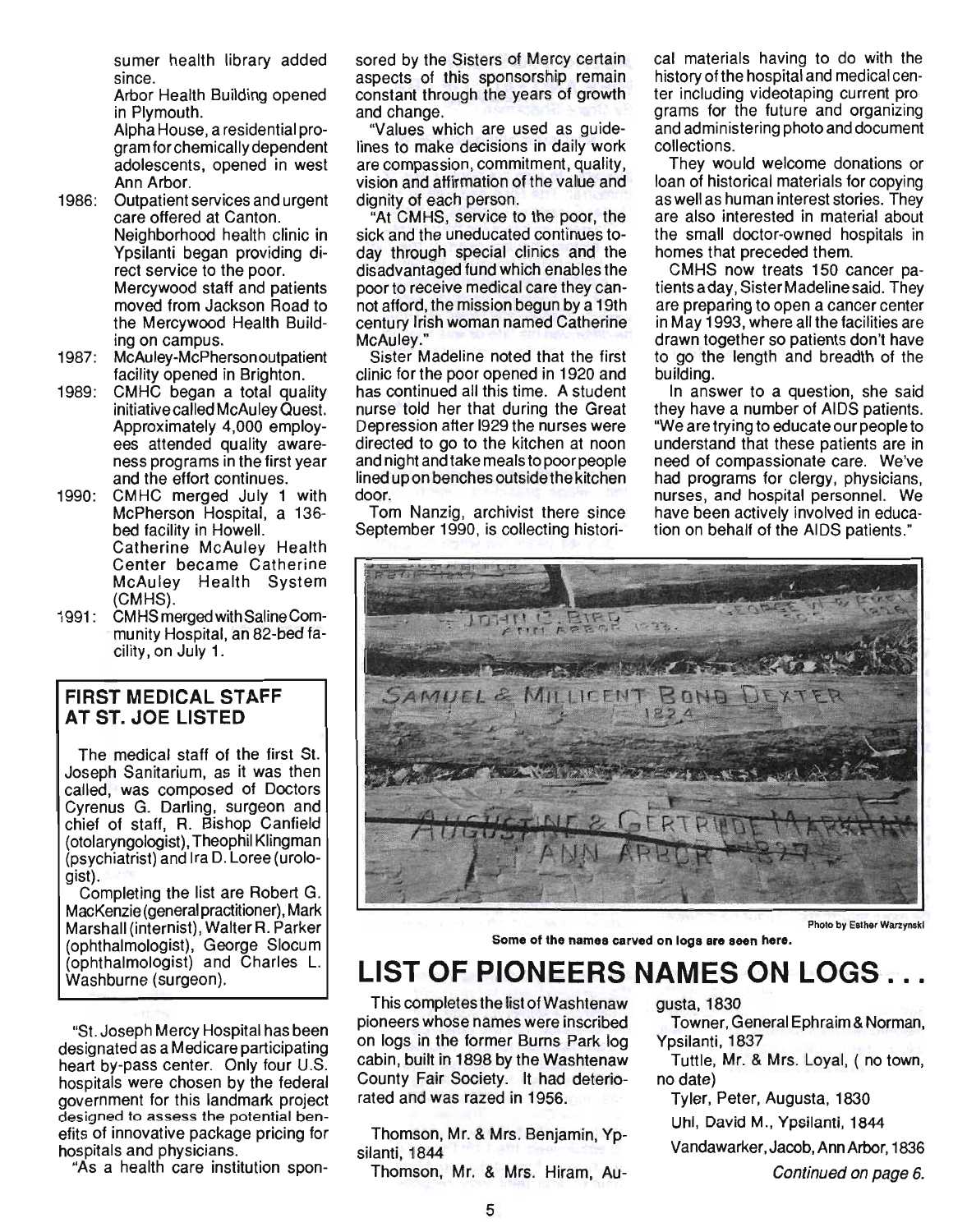sumer health library added since.

Arbor Health Building opened in Plymouth.

Alpha House, a residential program for chemically dependent adolescents, opened in west Ann Arbor.

1986: Outpatient services and urgent care offered at Canton. Neighborhood health clinic in Ypsilanti began providing direct service to the poor. Mercywood staff and patients moved from Jackson Road to the Mercywood Health Building on campus.

1987: McAuley-McPherson outpatient facility opened in Brighton.

1989: CMHC began a total quality initiative called McAuley Quest. Approximately 4,000 employees attended quality awareness programs in the first year and the effort continues.

1990: CMHC merged July 1 with McPherson Hospital, a 136-bed facility in Howell. Catherine McAuley Health Center became Catherine McAuley Health System (CMHS).

1991: CMHS merged with Saline Community Hospital, an 82-bed facility, on July 1.

## FIRST MEDICAL STAFF AT ST. JOE LISTED

The medical staff of the first St. Joseph Sanitarium, as it was then called, was composed of Doctors Cyrenus G. Darling, surgeon and chief of staff, R. Bishop Canfield (otolaryngologist), Theophil Klingman (psychiatrist) and Ira D. Loree (urologist).

Completing the list are Robert G. MacKenzie (general practitioner), Mark Marshall (internist), Walter R. Parker (ophthalmologist), George Slocum (ophthalmologist) and Charles L. Washburne (surgeon).

"St. Joseph Mercy Hospital has been designated as a Medicare participating heart by-pass center. Only four U.S. hospitals were chosen by the federal government for this landmark project designed to assess the potential benefits of innovative package pricing for hospitals and physicians.

"As a health care institution sponsored by the Sisters of Mercy certain aspects of this sponsorship remain constant through the years of growth and change.

"Values which are used as guidelines to make decisions in daily work are compassion, commitment, quality, vision and affirmation of the value and dignity of each person.

"At CMHS, service to the poor, the sick and the uneducated continues today through special clinics and the disadvantaged fund which enables the poor to receive medical care they cannot afford, the mission begun by a 19th century Irish woman named Catherine McAuley."

Sister Madeline noted that the first clinic for the poor opened in 1920 and has continued all this time. A student nurse told her that during the Great Depression after 1929 the nurses were directed to go to the kitchen at noon and night and take meals to poor people lined up on benches outside the kitchen door.

Tom Nanzig, archivist there since September 1990, is collecting historical materials having to do with the history of the hospital and medical center including videotaping current programs for the future and organizing and administering photo and document collections.

They would welcome donations or loan of historical materials for copying as well as human interest stories. They are also interested in material about the small doctor-owned hospitals in homes that preceded them.

CMHS now treats 150 cancer patients a day, Sister Madeline said. They are preparing to open a cancer center in May 1993, where all the facilities are drawn together so patients don't have to go the length and breadth of the building.

In answer to a question, she said they have a number of AIDS patients. "We are trying to educate our people to understand that these patients are in need of compassionate care. We've had programs for clergy, physicians, nurses, and hospital personnel. We have been actively involved in education on behalf of the AIDS patients."

Photo by Esther Warzynski

Some of the names carved on logs are seen here.

# LIST OF PIONEERS NAMES ON LOGS . . .

This completes the list of Washtenaw pioneers whose names were inscribed on logs in the former Burns Park log cabin, built in 1898 by the Washtenaw County Fair Society. It had deteriorated and was razed in 1956.

Thomson, Mr. & Mrs. Benjamin, Ypsilanti, 1844

Thomson, Mr. & Mrs. Hiram, Augusta, 1830

Towner, General Ephraim & Norman, Ypsilanti, 1837

Tuttle, Mr. & Mrs. Loyal, ( no town, no date)

Tyler, Peter, Augusta, 1830

Uhl, David M., Ypsilanti, 1844

Vandawarker, Jacob, Ann Arbor, 1836

*Continued on page 6.*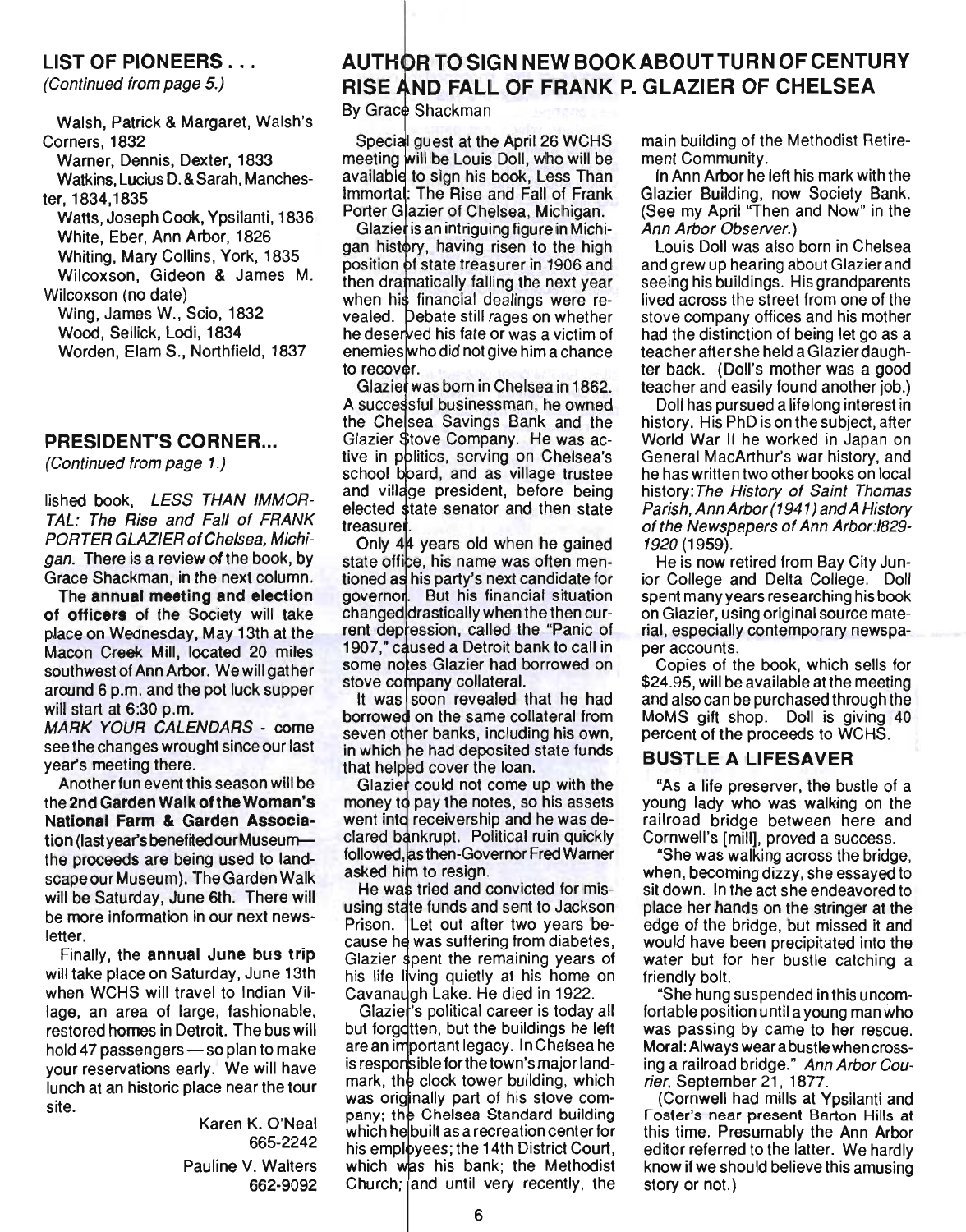## LIST OF PIONEERS . . .

*(Continued from page 5.)*

Walsh, Patrick & Margaret, Walsh's Corners, 1832

Warner, Dennis, Dexter, 1833

Watkins, Lucius D. & Sarah, Manchester, 1834,1835

Watts, Joseph Cook, Ypsilanti, 1836

White, Eber, Ann Arbor, 1826

Whiting, Mary Collins, York, 1835

Wilcoxson, Gideon & James M. Wilcoxson (no date)

Wing, James W., Scio, 1832

Wood, Sellick, Lodi, 1834

Worden, Elam S., Northfield, 1837

## PRESIDENT'S CORNER...

*(Continued from page 1.)*

lished book, *LESS THAN IMMORTAL: The Rise and Fall of FRANK PORTER GLAZIER of Chelsea, Michigan.* There is a review of the book, by Grace Shackman, in the next column.

The **annual meeting and election of officers** of the Society will take place on Wednesday, May 13th at the Macon Creek Mill, located 20 miles southwest of Ann Arbor. We will gather around 6 p.m. and the pot luck supper will start at 6:30 p.m.

*MARK YOUR CALENDARS* - come see the changes wrought since our last year's meeting there.

Another fun event this season will be the **2nd Garden Walk of the Woman's National Farm & Garden Association** (last year's benefited our Museum—the proceeds are being used to landscape our Museum). The Garden Walk will be Saturday, June 6th. There will be more information in our next newsletter.

Finally, the **annual June bus trip** will take place on Saturday, June 13th when WCHS will travel to Indian Village, an area of large, fashionable, restored homes in Detroit. The bus will hold 47 passengers — so plan to make your reservations early. We will have lunch at an historic place near the tour site.

Karen K. O'Neal
665-2242

Pauline V. Walters
662-9092

## AUTHOR TO SIGN NEW BOOK ABOUT TURN OF CENTURY RISE AND FALL OF FRANK P. GLAZIER OF CHELSEA

By Grace Shackman

Special guest at the April 26 WCHS meeting will be Louis Doll, who will be available to sign his book, Less Than Immortal: The Rise and Fall of Frank Porter Glazier of Chelsea, Michigan.

Glazier is an intriguing figure in Michigan history, having risen to the high position of state treasurer in 1906 and then dramatically falling the next year when his financial dealings were revealed. Debate still rages on whether he deserved his fate or was a victim of enemies who did not give him a chance to recover.

Glazier was born in Chelsea in 1862. A successful businessman, he owned the Chelsea Savings Bank and the Glazier Stove Company. He was active in politics, serving on Chelsea's school board, and as village trustee and village president, before being elected state senator and then state treasurer.

Only 44 years old when he gained state office, his name was often mentioned as his party's next candidate for governor. But his financial situation changed drastically when the then current depression, called the "Panic of 1907," caused a Detroit bank to call in some notes Glazier had borrowed on stove company collateral.

It was soon revealed that he had borrowed on the same collateral from seven other banks, including his own, in which he had deposited state funds that helped cover the loan.

Glazier could not come up with the money to pay the notes, so his assets went into receivership and he was declared bankrupt. Political ruin quickly followed, as then-Governor Fred Warner asked him to resign.

He was tried and convicted for misusing state funds and sent to Jackson Prison. Let out after two years because he was suffering from diabetes, Glazier spent the remaining years of his life living quietly at his home on Cavanaugh Lake. He died in 1922.

Glazier's political career is today all but forgotten, but the buildings he left are an important legacy. In Chelsea he is responsible for the town's major landmark, the clock tower building, which was originally part of his stove company; the Chelsea Standard building which he built as a recreation center for his employees; the 14th District Court, which was his bank; the Methodist Church; and until very recently, the main building of the Methodist Retirement Community.

In Ann Arbor he left his mark with the Glazier Building, now Society Bank. (See my April "Then and Now" in the *Ann Arbor Observer.*)

Louis Doll was also born in Chelsea and grew up hearing about Glazier and seeing his buildings. His grandparents lived across the street from one of the stove company offices and his mother had the distinction of being let go as a teacher after she held a Glazier daughter back. (Doll's mother was a good teacher and easily found another job.)

Doll has pursued a lifelong interest in history. His PhD is on the subject, after World War II he worked in Japan on General MacArthur's war history, and he has written two other books on local history: *The History of Saint Thomas Parish, Ann Arbor (1941)* and *A History of the Newspapers of Ann Arbor:1829-1920* (1959).

He is now retired from Bay City Junior College and Delta College. Doll spent many years researching his book on Glazier, using original source material, especially contemporary newspaper accounts.

Copies of the book, which sells for $24.95, will be available at the meeting and also can be purchased through the MoMS gift shop. Doll is giving 40 percent of the proceeds to WCHS.

## BUSTLE A LIFESAVER

"As a life preserver, the bustle of a young lady who was walking on the railroad bridge between here and Cornwell's [mill], proved a success.

"She was walking across the bridge, when, becoming dizzy, she essayed to sit down. In the act she endeavored to place her hands on the stringer at the edge of the bridge, but missed it and would have been precipitated into the water but for her bustle catching a friendly bolt.

"She hung suspended in this uncomfortable position until a young man who was passing by came to her rescue. Moral: Always wear a bustle when crossing a railroad bridge." *Ann Arbor Courier*, September 21, 1877.

(Cornwell had mills at Ypsilanti and Foster's near present Barton Hills at this time. Presumably the Ann Arbor editor referred to the latter. We hardly know if we should believe this amusing story or not.)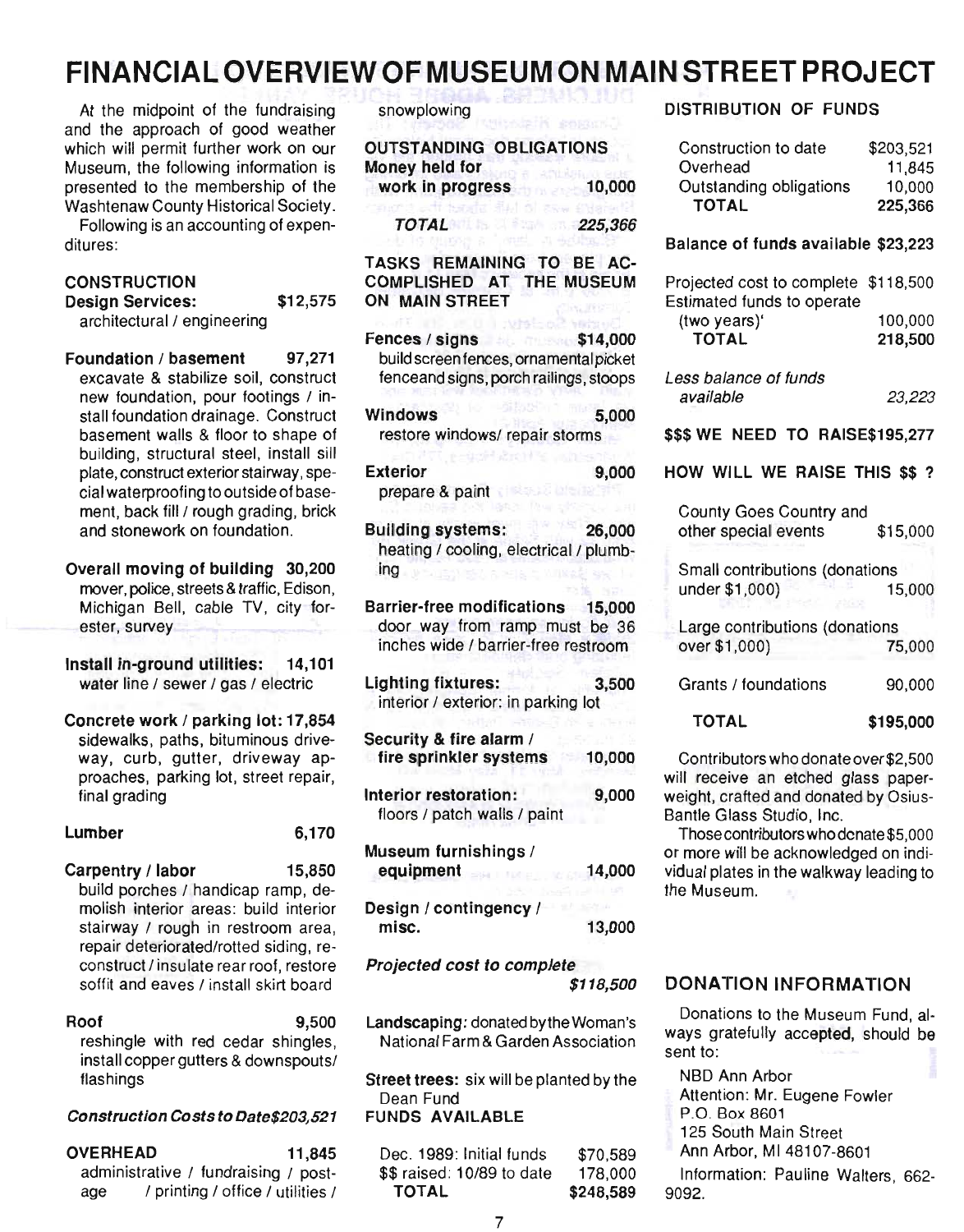# FINANCIAL OVERVIEW OF MUSEUM ON MAIN STREET PROJECT

At the midpoint of the fundraising and the approach of good weather which will permit further work on our Museum, the following information is presented to the membership of the Washtenaw County Historical Society.

Following is an accounting of expenditures:

## CONSTRUCTION

**Design Services:** $12,575
architectural / engineering

**Foundation / basement** 97,271
excavate & stabilize soil, construct new foundation, pour footings / install foundation drainage. Construct basement walls & floor to shape of building, structural steel, install sill plate, construct exterior stairway, special waterproofing to outside of basement, back fill / rough grading, brick and stonework on foundation.

**Overall moving of building** 30,200
mover, police, streets & traffic, Edison, Michigan Bell, cable TV, city forester, survey

**Install in-ground utilities:** 14,101
water line / sewer / gas / electric

**Concrete work / parking lot:** 17,854
sidewalks, paths, bituminous driveway, curb, gutter, driveway approaches, parking lot, street repair, final grading

**Lumber** 6,170

**Carpentry / labor** 15,850
build porches / handicap ramp, demolish interior areas: build interior stairway / rough in restroom area, repair deteriorated/rotted siding, reconstruct / insulate rear roof, restore soffit and eaves / install skirt board

**Roof** 9,500
reshingle with red cedar shingles, install copper gutters & downspouts/ flashings

***Construction Costs to Date $203,521***

**OVERHEAD** 11,845
administrative / fundraising / postage / printing / office / utilities / snowplowing

**OUTSTANDING OBLIGATIONS**
**Money held for work in progress** 10,000

***TOTAL*** *225,366*

## TASKS REMAINING TO BE ACCOMPLISHED AT THE MUSEUM ON MAIN STREET

**Fences / signs** $14,000
build screen fences, ornamental picket fence and signs, porch railings, stoops

**Windows** 5,000
restore windows/ repair storms

**Exterior** 9,000
prepare & paint

**Building systems:** 26,000
heating / cooling, electrical / plumbing

**Barrier-free modifications** 15,000
door way from ramp must be 36 inches wide / barrier-free restroom

**Lighting fixtures:** 3,500
interior / exterior: in parking lot

**Security & fire alarm / fire sprinkler systems** 10,000

**Interior restoration:** 9,000
floors / patch walls / paint

**Museum furnishings / equipment** 14,000

**Design / contingency / misc.** 13,000

***Projected cost to complete*** *$118,500*

**Landscaping:** donated by the Woman's National Farm & Garden Association

**Street trees:** six will be planted by the Dean Fund

## FUNDS AVAILABLE

| | |
|---|---|
| Dec. 1989: Initial funds | $70,589 |
| $$ raised: 10/89 to date | 178,000 |
| **TOTAL** | **$248,589** |

## DISTRIBUTION OF FUNDS

| | |
|---|---|
| Construction to date | $203,521 |
| Overhead | 11,845 |
| Outstanding obligations | 10,000 |
| **TOTAL** | **225,366** |

**Balance of funds available $23,223**

| | |
|---|---|
| Projected cost to complete | $118,500 |
| Estimated funds to operate (two years)' | 100,000 |
| **TOTAL** | **218,500** |
| *Less balance of funds available* | *23,223* |

**$$$ WE NEED TO RAISE $195,277**

## HOW WILL WE RAISE THIS $$ ?

| | |
|---|---|
| County Goes Country and other special events | $15,000 |
| Small contributions (donations under $1,000) | 15,000 |
| Large contributions (donations over $1,000) | 75,000 |
| Grants / foundations | 90,000 |
| **TOTAL** | **$195,000** |

Contributors who donate over $2,500 will receive an etched glass paperweight, crafted and donated by Osius-Bantle Glass Studio, Inc.

Those contributors who donate $5,000 or more will be acknowledged on individual plates in the walkway leading to the Museum.

## DONATION INFORMATION

Donations to the Museum Fund, always gratefully accepted, should be sent to:

NBD Ann Arbor
Attention: Mr. Eugene Fowler
P.O. Box 8601
125 South Main Street
Ann Arbor, MI 48107-8601

Information: Pauline Walters, 662-9092.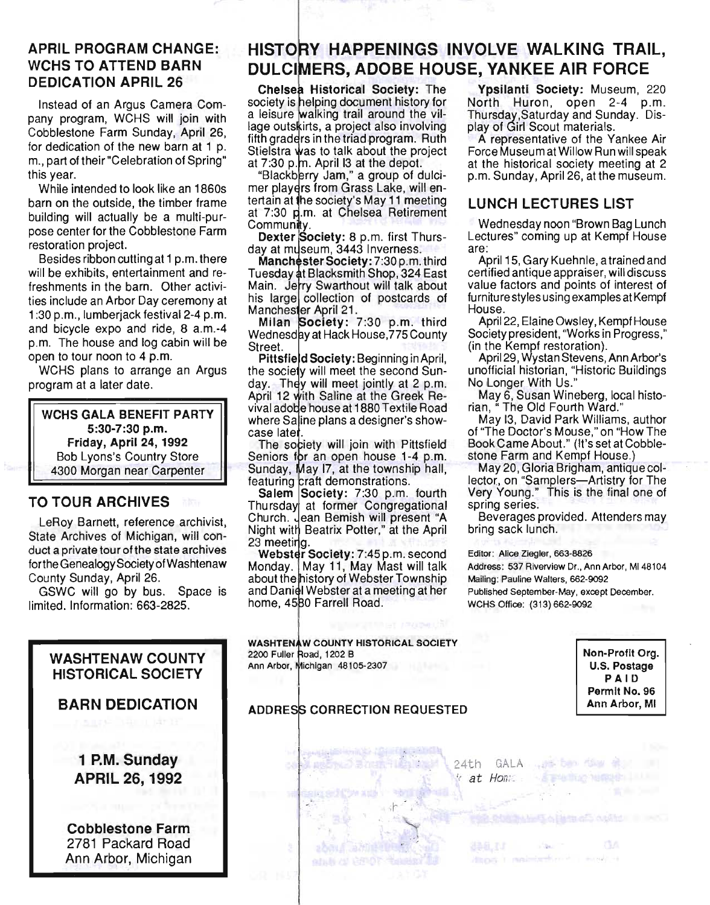## APRIL PROGRAM CHANGE: WCHS TO ATTEND BARN DEDICATION APRIL 26

Instead of an Argus Camera Company program, WCHS will join with Cobblestone Farm Sunday, April 26, for dedication of the new barn at 1 p. m., part of their "Celebration of Spring" this year.

While intended to look like an 1860s barn on the outside, the timber frame building will actually be a multi-purpose center for the Cobblestone Farm restoration project.

Besides ribbon cutting at 1 p.m. there will be exhibits, entertainment and refreshments in the barn. Other activities include an Arbor Day ceremony at 1:30 p.m., lumberjack festival 2-4 p.m. and bicycle expo and ride, 8 a.m.-4 p.m. The house and log cabin will be open to tour noon to 4 p.m.

WCHS plans to arrange an Argus program at a later date.

**WCHS GALA BENEFIT PARTY**
**5:30-7:30 p.m.**
**Friday, April 24, 1992**
Bob Lyons's Country Store
4300 Morgan near Carpenter

## TO TOUR ARCHIVES

LeRoy Barnett, reference archivist, State Archives of Michigan, will conduct a private tour of the state archives for the Genealogy Society of Washtenaw County Sunday, April 26.

GSWC will go by bus. Space is limited. Information: 663-2825.

**WASHTENAW COUNTY HISTORICAL SOCIETY**

**BARN DEDICATION**

**1 P.M. Sunday**
**APRIL 26, 1992**

**Cobblestone Farm**
2781 Packard Road
Ann Arbor, Michigan

## HISTORY HAPPENINGS INVOLVE WALKING TRAIL, DULCIMERS, ADOBE HOUSE, YANKEE AIR FORCE

**Chelsea Historical Society:** The society is helping document history for a leisure walking trail around the village outskirts, a project also involving fifth graders in the triad program. Ruth Stielstra was to talk about the project at 7:30 p.m. April 13 at the depot.

"Blackberry Jam," a group of dulcimer players from Grass Lake, will entertain at the society's May 11 meeting at 7:30 p.m. at Chelsea Retirement Community.

**Dexter Society:** 8 p.m. first Thursday at museum, 3443 Inverness.

**Manchester Society:** 7:30 p.m. third Tuesday at Blacksmith Shop, 324 East Main. Jerry Swarthout will talk about his large collection of postcards of Manchester April 21.

**Milan Society:** 7:30 p.m. third Wednesday at Hack House, 775 County Street.

**Pittsfield Society:** Beginning in April, the society will meet the second Sunday. They will meet jointly at 2 p.m. April 12 with Saline at the Greek Revival adobe house at 1880 Textile Road where Saline plans a designer's showcase later.

The society will join with Pittsfield Seniors for an open house 1-4 p.m. Sunday, May 17, at the township hall, featuring craft demonstrations.

**Salem Society:** 7:30 p.m. fourth Thursday at former Congregational Church. Jean Bemish will present "A Night with Beatrix Potter," at the April 23 meeting.

**Webster Society:** 7:45 p.m. second Monday. May 11, May Mast will talk about the history of Webster Township and Daniel Webster at a meeting at her home, 4580 Farrell Road.

**Ypsilanti Society:** Museum, 220 North Huron, open 2-4 p.m. Thursday, Saturday and Sunday. Display of Girl Scout materials.

A representative of the Yankee Air Force Museum at Willow Run will speak at the historical society meeting at 2 p.m. Sunday, April 26, at the museum.

## LUNCH LECTURES LIST

Wednesday noon "Brown Bag Lunch Lectures" coming up at Kempf House are:

April 15, Gary Kuehnle, a trained and certified antique appraiser, will discuss value factors and points of interest of furniture styles using examples at Kempf House.

April 22, Elaine Owsley, Kempf House Society president, "Works in Progress," (in the Kempf restoration).

April 29, Wystan Stevens, Ann Arbor's unofficial historian, "Historic Buildings No Longer With Us."

May 6, Susan Wineberg, local historian, " The Old Fourth Ward."

May 13, David Park Williams, author of "The Doctor's Mouse," on "How The Book Came About." (It's set at Cobblestone Farm and Kempf House.)

May 20, Gloria Brigham, antique collector, on "Samplers—Artistry for The Very Young." This is the final one of spring series.

Beverages provided. Attenders may bring sack lunch.

Editor: Alice Ziegler, 663-8826
Address: 537 Riverview Dr., Ann Arbor, MI 48104
Mailing: Pauline Walters, 662-9092
Published September-May, except December.
WCHS Office: (313) 662-9092

**WASHTENAW COUNTY HISTORICAL SOCIETY**
2200 Fuller Road, 1202 B
Ann Arbor, Michigan 48105-2307

**ADDRESS CORRECTION REQUESTED**

Non-Profit Org.
U.S. Postage
PAID
Permit No. 96
Ann Arbor, MI